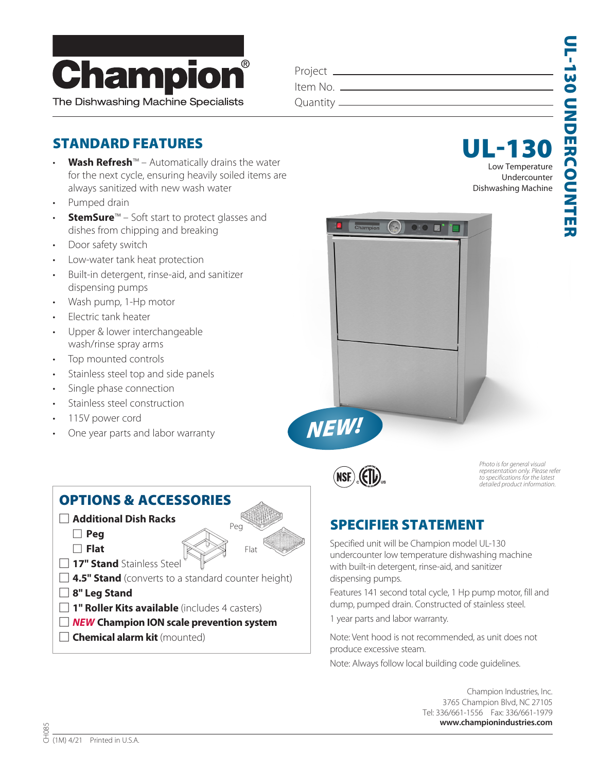# Champion®

The Dishwashing Machine Specialists

Project ______________________

Item No. ______________________

Quantity ______________________

# UL-130 UNDERCOUNTER

## UL-130

Low Temperature Undercounter Dishwashing Machine

## STANDARD FEATURES

- **Wash Refresh**™ – Automatically drains the water for the next cycle, ensuring heavily soiled items are always sanitized with new wash water
- Pumped drain
- **StemSure**™ – Soft start to protect glasses and dishes from chipping and breaking
- Door safety switch
- Low-water tank heat protection
- Built-in detergent, rinse-aid, and sanitizer dispensing pumps
- Wash pump, 1-Hp motor
- Electric tank heater
- Upper & lower interchangeable wash/rinse spray arms
- Top mounted controls
- Stainless steel top and side panels
- Single phase connection
- Stainless steel construction
- 115V power cord
- One year parts and labor warranty

NEW!

*Photo is for general visual representation only. Please refer to specifications for the latest detailed product information.*

## OPTIONS & ACCESSORIES

- ☐ **Additional Dish Racks**
  - ☐ **Peg**
  - ☐ **Flat**
- ☐ **17" Stand** Stainless Steel
- ☐ **4.5" Stand** (converts to a standard counter height)
- ☐ **8" Leg Stand**
- ☐ **1" Roller Kits available** (includes 4 casters)
- ☐ ***NEW*** **Champion ION scale prevention system**
- ☐ **Chemical alarm kit** (mounted)

## SPECIFIER STATEMENT

Specified unit will be Champion model UL-130 undercounter low temperature dishwashing machine with built-in detergent, rinse-aid, and sanitizer dispensing pumps.

Features 141 second total cycle, 1 Hp pump motor, fill and dump, pumped drain. Constructed of stainless steel.

1 year parts and labor warranty.

Note: Vent hood is not recommended, as unit does not produce excessive steam.

Note: Always follow local building code guidelines.

Champion Industries, Inc.
3765 Champion Blvd, NC 27105
Tel: 336/661-1556 Fax: 336/661-1979
**www.championindustries.com**

CH085 (1M) 4/21 Printed in U.S.A.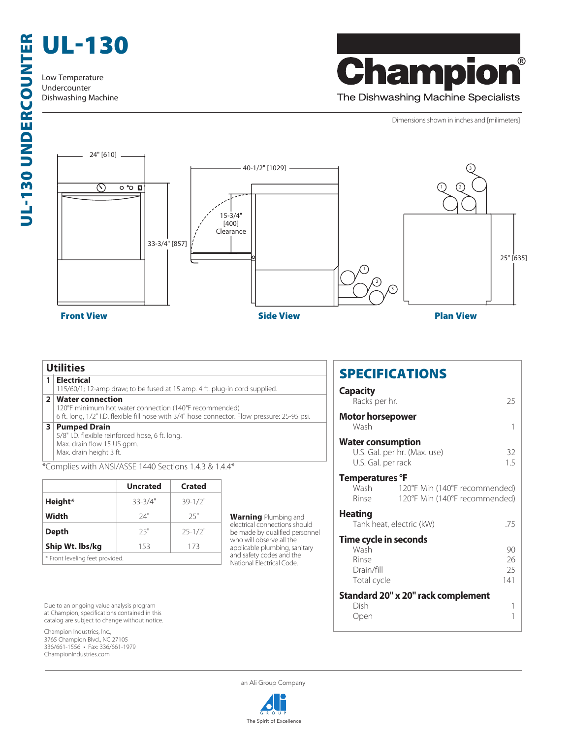# UL-130

Low Temperature Undercounter Dishwashing Machine

**Champion®**
The Dishwashing Machine Specialists

Dimensions shown in inches and [milimeters]

24" [610]
33-3/4" [857]
40-1/2" [1029]
15-3/4" [400] Clearance
25" [635]

**Front View** **Side View** **Plan View**

## Utilities

**1 Electrical**
115/60/1; 12-amp draw; to be fused at 15 amp. 4 ft. plug-in cord supplied.

**2 Water connection**
120°F minimum hot water connection (140°F recommended)
6 ft. long, 1/2" I.D. flexible fill hose with 3/4" hose connector. Flow pressure: 25-95 psi.

**3 Pumped Drain**
5/8" I.D. flexible reinforced hose, 6 ft. long.
Max. drain flow 15 US gpm.
Max. drain height 3 ft.

*Complies with ANSI/ASSE 1440 Sections 1.4.3 & 1.4.4*

| | Uncrated | Crated |
|---|---|---|
| **Height*** | 33-3/4" | 39-1/2" |
| **Width** | 24" | 25" |
| **Depth** | 25" | 25-1/2" |
| **Ship Wt. lbs/kg** | 153 | 173 |

* Front leveling feet provided.

**Warning** Plumbing and electrical connections should be made by qualified personnel who will observe all the applicable plumbing, sanitary and safety codes and the National Electrical Code.

## SPECIFICATIONS

**Capacity**
Racks per hr. 25

**Motor horsepower**
Wash 1

**Water consumption**
U.S. Gal. per hr. (Max. use) 32
U.S. Gal. per rack 1.5

**Temperatures °F**
Wash 120°F Min (140°F recommended)
Rinse 120°F Min (140°F recommended)

**Heating**
Tank heat, electric (kW) .75

**Time cycle in seconds**
Wash 90
Rinse 26
Drain/fill 25
Total cycle 141

**Standard 20" x 20" rack complement**
Dish 1
Open 1

Due to an ongoing value analysis program at Champion, specifications contained in this catalog are subject to change without notice.

Champion Industries, Inc.,
3765 Champion Blvd., NC 27105
336/661-1556 • Fax: 336/661-1979
ChampionIndustries.com

an Ali Group Company
The Spirit of Excellence